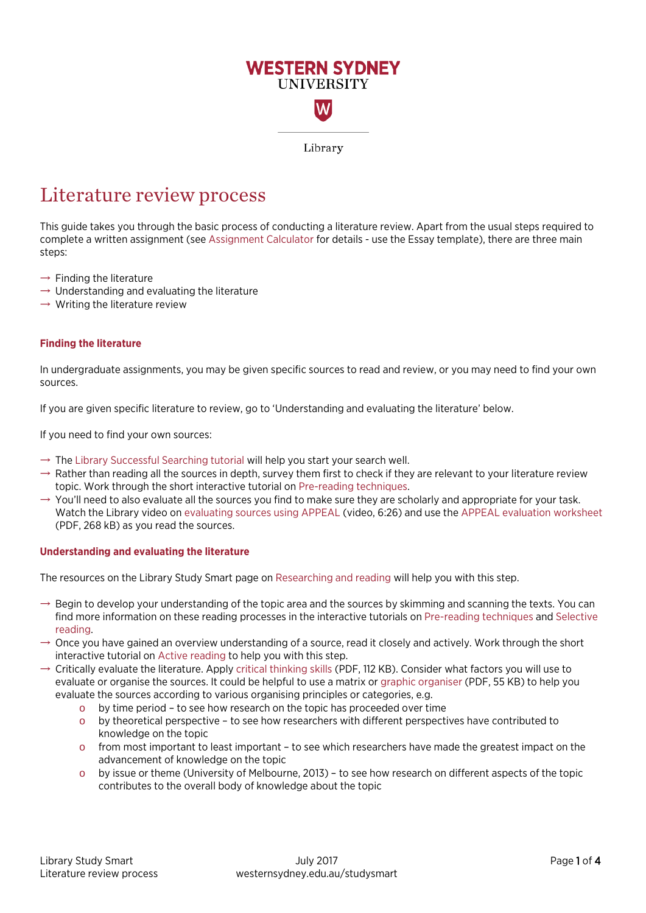WESTERN SYDNEY UNIVERSITY

Library

# Literature review process

This guide takes you through the basic process of conducting a literature review. Apart from the usual steps required to complete a written assignment (see Assignment Calculator for details - use the Essay template), there are three main steps:

- Finding the literature
- Understanding and evaluating the literature
- Writing the literature review

### Finding the literature

In undergraduate assignments, you may be given specific sources to read and review, or you may need to find your own sources.

If you are given specific literature to review, go to 'Understanding and evaluating the literature' below.

If you need to find your own sources:

- The Library Successful Searching tutorial will help you start your search well.
- Rather than reading all the sources in depth, survey them first to check if they are relevant to your literature review topic. Work through the short interactive tutorial on Pre-reading techniques.
- You'll need to also evaluate all the sources you find to make sure they are scholarly and appropriate for your task. Watch the Library video on evaluating sources using APPEAL (video, 6:26) and use the APPEAL evaluation worksheet (PDF, 268 kB) as you read the sources.

### Understanding and evaluating the literature

The resources on the Library Study Smart page on Researching and reading will help you with this step.

- Begin to develop your understanding of the topic area and the sources by skimming and scanning the texts. You can find more information on these reading processes in the interactive tutorials on Pre-reading techniques and Selective reading.
- Once you have gained an overview understanding of a source, read it closely and actively. Work through the short interactive tutorial on Active reading to help you with this step.
- Critically evaluate the literature. Apply critical thinking skills (PDF, 112 KB). Consider what factors you will use to evaluate or organise the sources. It could be helpful to use a matrix or graphic organiser (PDF, 55 KB) to help you evaluate the sources according to various organising principles or categories, e.g.
  - by time period – to see how research on the topic has proceeded over time
  - by theoretical perspective – to see how researchers with different perspectives have contributed to knowledge on the topic
  - from most important to least important – to see which researchers have made the greatest impact on the advancement of knowledge on the topic
  - by issue or theme (University of Melbourne, 2013) – to see how research on different aspects of the topic contributes to the overall body of knowledge about the topic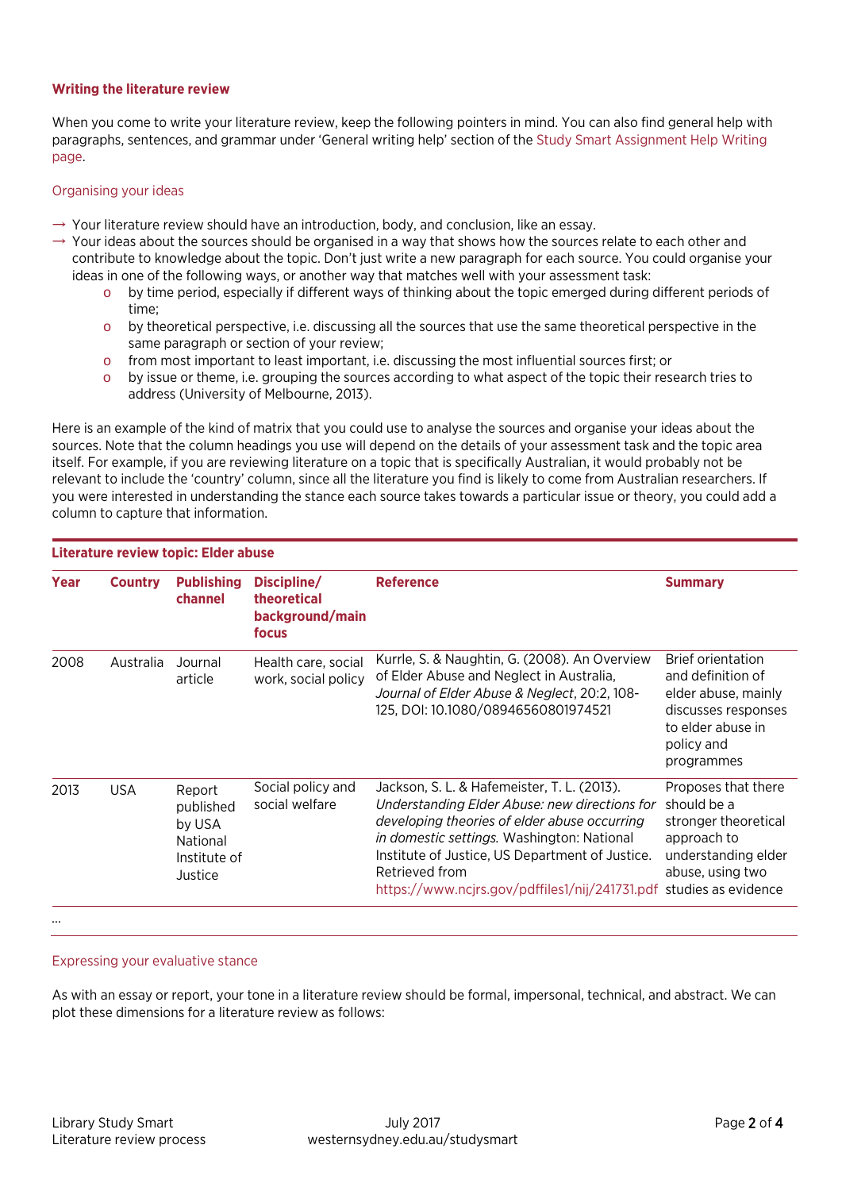## Writing the literature review

When you come to write your literature review, keep the following pointers in mind. You can also find general help with paragraphs, sentences, and grammar under 'General writing help' section of the Study Smart Assignment Help Writing page.

### Organising your ideas

- Your literature review should have an introduction, body, and conclusion, like an essay.
- Your ideas about the sources should be organised in a way that shows how the sources relate to each other and contribute to knowledge about the topic. Don't just write a new paragraph for each source. You could organise your ideas in one of the following ways, or another way that matches well with your assessment task:
  - by time period, especially if different ways of thinking about the topic emerged during different periods of time;
  - by theoretical perspective, i.e. discussing all the sources that use the same theoretical perspective in the same paragraph or section of your review;
  - from most important to least important, i.e. discussing the most influential sources first; or
  - by issue or theme, i.e. grouping the sources according to what aspect of the topic their research tries to address (University of Melbourne, 2013).

Here is an example of the kind of matrix that you could use to analyse the sources and organise your ideas about the sources. Note that the column headings you use will depend on the details of your assessment task and the topic area itself. For example, if you are reviewing literature on a topic that is specifically Australian, it would probably not be relevant to include the 'country' column, since all the literature you find is likely to come from Australian researchers. If you were interested in understanding the stance each source takes towards a particular issue or theory, you could add a column to capture that information.

**Literature review topic: Elder abuse**

| Year | Country | Publishing channel | Discipline/ theoretical background/main focus | Reference | Summary |
|---|---|---|---|---|---|
| 2008 | Australia | Journal article | Health care, social work, social policy | Kurrle, S. & Naughtin, G. (2008). An Overview of Elder Abuse and Neglect in Australia, *Journal of Elder Abuse & Neglect*, 20:2, 108-125, DOI: 10.1080/08946560801974521 | Brief orientation and definition of elder abuse, mainly discusses responses to elder abuse in policy and programmes |
| 2013 | USA | Report published by USA National Institute of Justice | Social policy and social welfare | Jackson, S. L. & Hafemeister, T. L. (2013). *Understanding Elder Abuse: new directions for developing theories of elder abuse occurring in domestic settings.* Washington: National Institute of Justice, US Department of Justice. Retrieved from https://www.ncjrs.gov/pdffiles1/nij/241731.pdf | Proposes that there should be a stronger theoretical approach to understanding elder abuse, using two studies as evidence |

...

### Expressing your evaluative stance

As with an essay or report, your tone in a literature review should be formal, impersonal, technical, and abstract. We can plot these dimensions for a literature review as follows: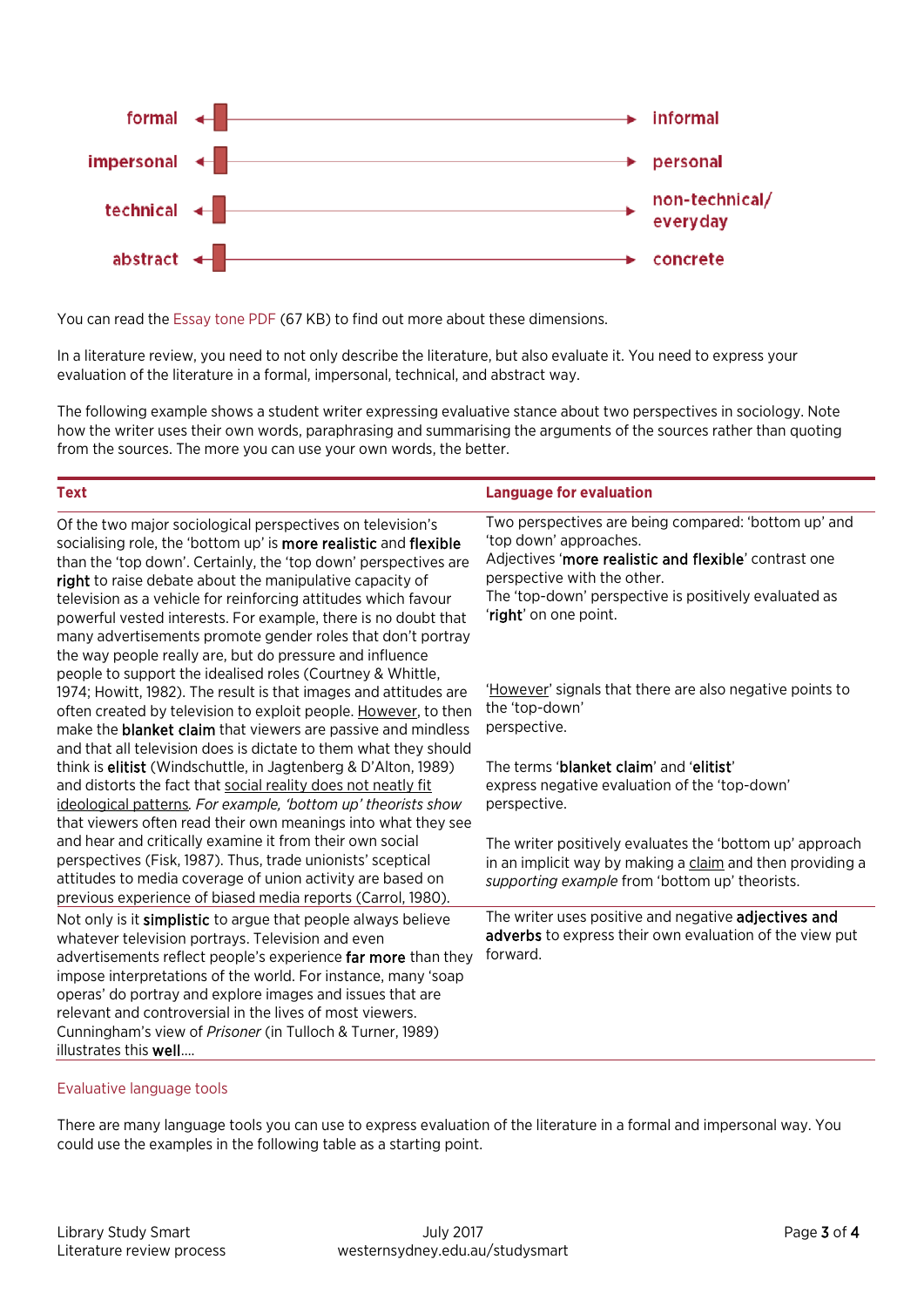| formal | ← → | informal |
|---|---|---|
| impersonal | ← → | personal |
| technical | ← → | non-technical/ everyday |
| abstract | ← → | concrete |

You can read the Essay tone PDF (67 KB) to find out more about these dimensions.

In a literature review, you need to not only describe the literature, but also evaluate it. You need to express your evaluation of the literature in a formal, impersonal, technical, and abstract way.

The following example shows a student writer expressing evaluative stance about two perspectives in sociology. Note how the writer uses their own words, paraphrasing and summarising the arguments of the sources rather than quoting from the sources. The more you can use your own words, the better.

| Text | Language for evaluation |
|---|---|
| Of the two major sociological perspectives on television's socialising role, the 'bottom up' is **more realistic** and **flexible** than the 'top down'. Certainly, the 'top down' perspectives are **right** to raise debate about the manipulative capacity of television as a vehicle for reinforcing attitudes which favour powerful vested interests. For example, there is no doubt that many advertisements promote gender roles that don't portray the way people really are, but do pressure and influence people to support the idealised roles (Courtney & Whittle, 1974; Howitt, 1982). The result is that images and attitudes are often created by television to exploit people. <u>However</u>, to then make the **blanket claim** that viewers are passive and mindless and that all television does is dictate to them what they should think is **elitist** (Windschuttle, in Jagtenberg & D'Alton, 1989) and distorts the fact that <u>social reality does not neatly fit ideological patterns</u>. *For example, 'bottom up' theorists show* that viewers often read their own meanings into what they see and hear and critically examine it from their own social perspectives (Fisk, 1987). Thus, trade unionists' sceptical attitudes to media coverage of union activity are based on previous experience of biased media reports (Carrol, 1980). | Two perspectives are being compared: 'bottom up' and 'top down' approaches.<br>Adjectives '**more realistic and flexible**' contrast one perspective with the other.<br>The 'top-down' perspective is positively evaluated as '**right**' on one point.<br><br>'<u>However</u>' signals that there are also negative points to the 'top-down' perspective.<br><br>The terms '**blanket claim**' and '**elitist**' express negative evaluation of the 'top-down' perspective.<br><br>The writer positively evaluates the 'bottom up' approach in an implicit way by making a <u>claim</u> and then providing a *supporting example* from 'bottom up' theorists. |
| Not only is it **simplistic** to argue that people always believe whatever television portrays. Television and even advertisements reflect people's experience **far more** than they impose interpretations of the world. For instance, many 'soap operas' do portray and explore images and issues that are relevant and controversial in the lives of most viewers. Cunningham's view of *Prisoner* (in Tulloch & Turner, 1989) illustrates this **well**.... | The writer uses positive and negative **adjectives and adverbs** to express their own evaluation of the view put forward. |

## Evaluative language tools

There are many language tools you can use to express evaluation of the literature in a formal and impersonal way. You could use the examples in the following table as a starting point.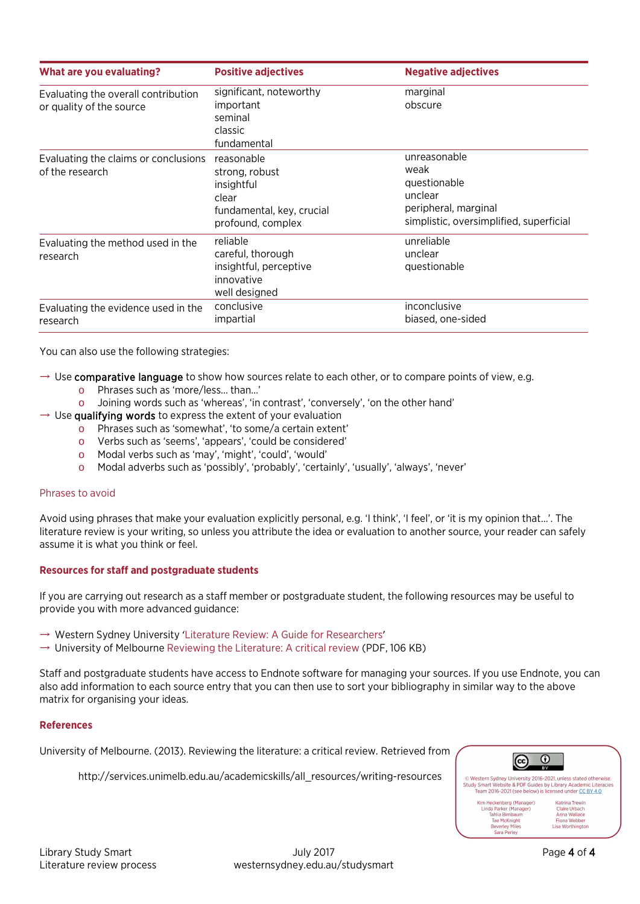| What are you evaluating? | Positive adjectives | Negative adjectives |
|---|---|---|
| Evaluating the overall contribution or quality of the source | significant, noteworthy<br>important<br>seminal<br>classic<br>fundamental | marginal<br>obscure |
| Evaluating the claims or conclusions of the research | reasonable<br>strong, robust<br>insightful<br>clear<br>fundamental, key, crucial<br>profound, complex | unreasonable<br>weak<br>questionable<br>unclear<br>peripheral, marginal<br>simplistic, oversimplified, superficial |
| Evaluating the method used in the research | reliable<br>careful, thorough<br>insightful, perceptive<br>innovative<br>well designed | unreliable<br>unclear<br>questionable |
| Evaluating the evidence used in the research | conclusive<br>impartial | inconclusive<br>biased, one-sided |

You can also use the following strategies:

- Use **comparative language** to show how sources relate to each other, or to compare points of view, e.g.
  - Phrases such as 'more/less… than…'
  - Joining words such as 'whereas', 'in contrast', 'conversely', 'on the other hand'
- Use **qualifying words** to express the extent of your evaluation
  - Phrases such as 'somewhat', 'to some/a certain extent'
  - Verbs such as 'seems', 'appears', 'could be considered'
  - Modal verbs such as 'may', 'might', 'could', 'would'
  - Modal adverbs such as 'possibly', 'probably', 'certainly', 'usually', 'always', 'never'

### Phrases to avoid

Avoid using phrases that make your evaluation explicitly personal, e.g. 'I think', 'I feel', or 'it is my opinion that…'. The literature review is your writing, so unless you attribute the idea or evaluation to another source, your reader can safely assume it is what you think or feel.

## Resources for staff and postgraduate students

If you are carrying out research as a staff member or postgraduate student, the following resources may be useful to provide you with more advanced guidance:

- Western Sydney University 'Literature Review: A Guide for Researchers'
- University of Melbourne Reviewing the Literature: A critical review (PDF, 106 KB)

Staff and postgraduate students have access to Endnote software for managing your sources. If you use Endnote, you can also add information to each source entry that you can then use to sort your bibliography in similar way to the above matrix for organising your ideas.

## References

University of Melbourne. (2013). Reviewing the literature: a critical review. Retrieved from

http://services.unimelb.edu.au/academicskills/all_resources/writing-resources

© Western Sydney University 2016-2021, unless stated otherwise. Study Smart Website & PDF Guides by Library Academic Literacies Team 2016-2021 (see below) is licensed under CC BY 4.0

Kim Heckenberg (Manager), Linda Parker (Manager), Tahlia Birnbaum, Tae McKnight, Beverley Miles, Sara Perley, Katrina Trewin, Claire Urbach, Anna Wallace, Fiona Webber, Lisa Worthington

Library Study Smart
Literature review process

July 2017
westernsydney.edu.au/studysmart